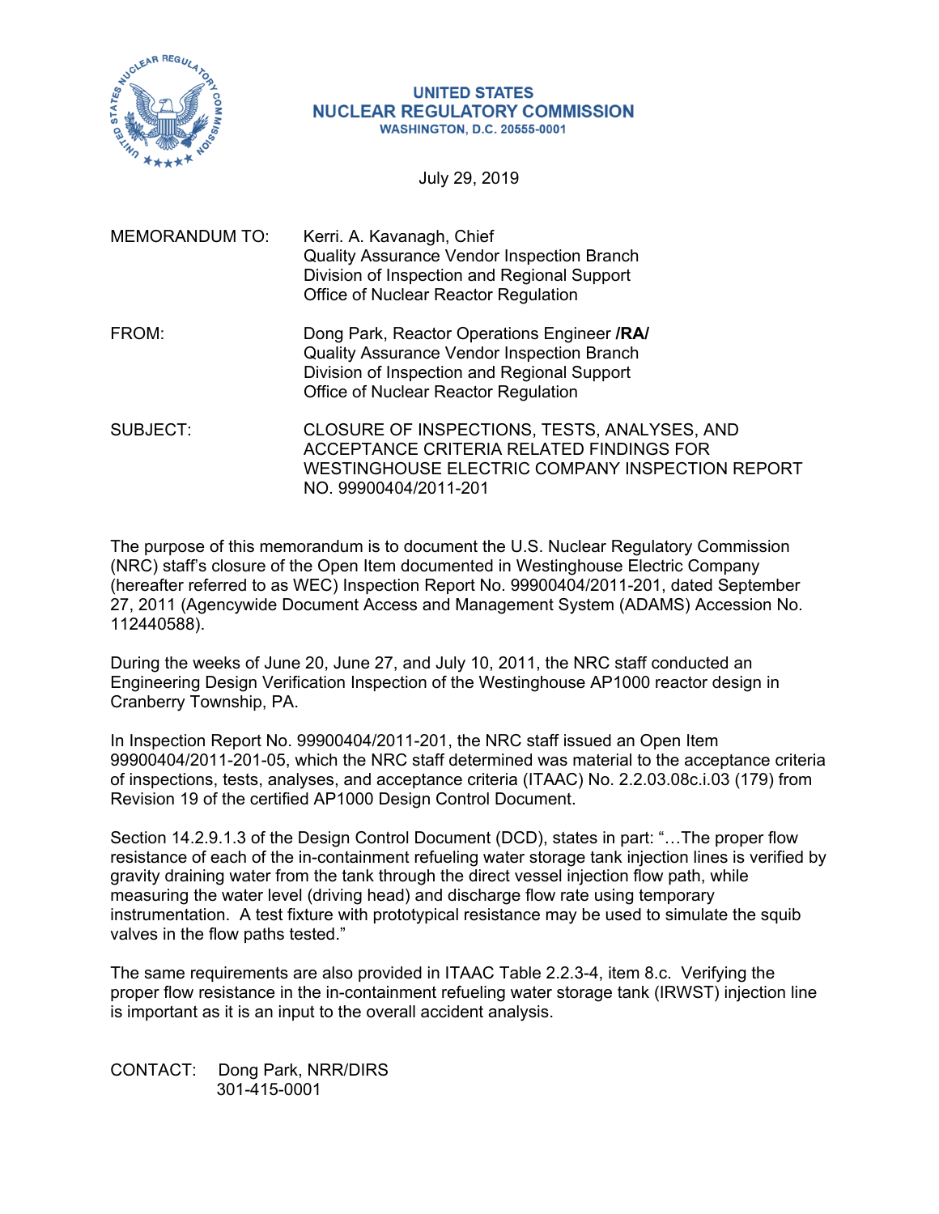**UNITED STATES**
**NUCLEAR REGULATORY COMMISSION**
**WASHINGTON, D.C. 20555-0001**

July 29, 2019

MEMORANDUM TO: Kerri. A. Kavanagh, Chief
Quality Assurance Vendor Inspection Branch
Division of Inspection and Regional Support
Office of Nuclear Reactor Regulation

FROM: Dong Park, Reactor Operations Engineer **/RA/**
Quality Assurance Vendor Inspection Branch
Division of Inspection and Regional Support
Office of Nuclear Reactor Regulation

SUBJECT: CLOSURE OF INSPECTIONS, TESTS, ANALYSES, AND ACCEPTANCE CRITERIA RELATED FINDINGS FOR WESTINGHOUSE ELECTRIC COMPANY INSPECTION REPORT NO. 99900404/2011-201

The purpose of this memorandum is to document the U.S. Nuclear Regulatory Commission (NRC) staff's closure of the Open Item documented in Westinghouse Electric Company (hereafter referred to as WEC) Inspection Report No. 99900404/2011-201, dated September 27, 2011 (Agencywide Document Access and Management System (ADAMS) Accession No. 112440588).

During the weeks of June 20, June 27, and July 10, 2011, the NRC staff conducted an Engineering Design Verification Inspection of the Westinghouse AP1000 reactor design in Cranberry Township, PA.

In Inspection Report No. 99900404/2011-201, the NRC staff issued an Open Item 99900404/2011-201-05, which the NRC staff determined was material to the acceptance criteria of inspections, tests, analyses, and acceptance criteria (ITAAC) No. 2.2.03.08c.i.03 (179) from Revision 19 of the certified AP1000 Design Control Document.

Section 14.2.9.1.3 of the Design Control Document (DCD), states in part: "…The proper flow resistance of each of the in-containment refueling water storage tank injection lines is verified by gravity draining water from the tank through the direct vessel injection flow path, while measuring the water level (driving head) and discharge flow rate using temporary instrumentation. A test fixture with prototypical resistance may be used to simulate the squib valves in the flow paths tested."

The same requirements are also provided in ITAAC Table 2.2.3-4, item 8.c. Verifying the proper flow resistance in the in-containment refueling water storage tank (IRWST) injection line is important as it is an input to the overall accident analysis.

CONTACT: Dong Park, NRR/DIRS
301-415-0001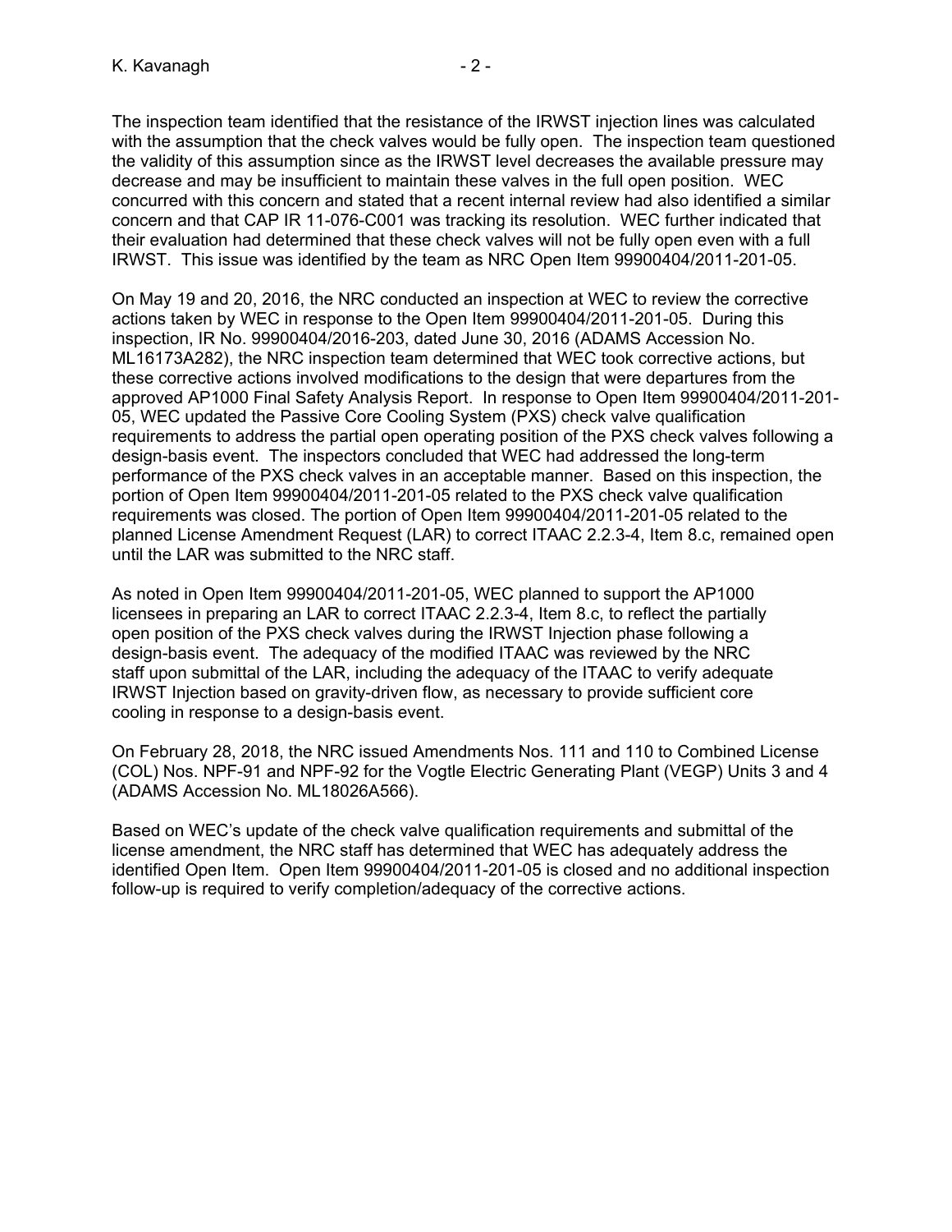The inspection team identified that the resistance of the IRWST injection lines was calculated with the assumption that the check valves would be fully open. The inspection team questioned the validity of this assumption since as the IRWST level decreases the available pressure may decrease and may be insufficient to maintain these valves in the full open position. WEC concurred with this concern and stated that a recent internal review had also identified a similar concern and that CAP IR 11-076-C001 was tracking its resolution. WEC further indicated that their evaluation had determined that these check valves will not be fully open even with a full IRWST. This issue was identified by the team as NRC Open Item 99900404/2011-201-05.

On May 19 and 20, 2016, the NRC conducted an inspection at WEC to review the corrective actions taken by WEC in response to the Open Item 99900404/2011-201-05. During this inspection, IR No. 99900404/2016-203, dated June 30, 2016 (ADAMS Accession No. ML16173A282), the NRC inspection team determined that WEC took corrective actions, but these corrective actions involved modifications to the design that were departures from the approved AP1000 Final Safety Analysis Report. In response to Open Item 99900404/2011-201-05, WEC updated the Passive Core Cooling System (PXS) check valve qualification requirements to address the partial open operating position of the PXS check valves following a design-basis event. The inspectors concluded that WEC had addressed the long-term performance of the PXS check valves in an acceptable manner. Based on this inspection, the portion of Open Item 99900404/2011-201-05 related to the PXS check valve qualification requirements was closed. The portion of Open Item 99900404/2011-201-05 related to the planned License Amendment Request (LAR) to correct ITAAC 2.2.3-4, Item 8.c, remained open until the LAR was submitted to the NRC staff.

As noted in Open Item 99900404/2011-201-05, WEC planned to support the AP1000 licensees in preparing an LAR to correct ITAAC 2.2.3-4, Item 8.c, to reflect the partially open position of the PXS check valves during the IRWST Injection phase following a design-basis event. The adequacy of the modified ITAAC was reviewed by the NRC staff upon submittal of the LAR, including the adequacy of the ITAAC to verify adequate IRWST Injection based on gravity-driven flow, as necessary to provide sufficient core cooling in response to a design-basis event.

On February 28, 2018, the NRC issued Amendments Nos. 111 and 110 to Combined License (COL) Nos. NPF-91 and NPF-92 for the Vogtle Electric Generating Plant (VEGP) Units 3 and 4 (ADAMS Accession No. ML18026A566).

Based on WEC's update of the check valve qualification requirements and submittal of the license amendment, the NRC staff has determined that WEC has adequately address the identified Open Item. Open Item 99900404/2011-201-05 is closed and no additional inspection follow-up is required to verify completion/adequacy of the corrective actions.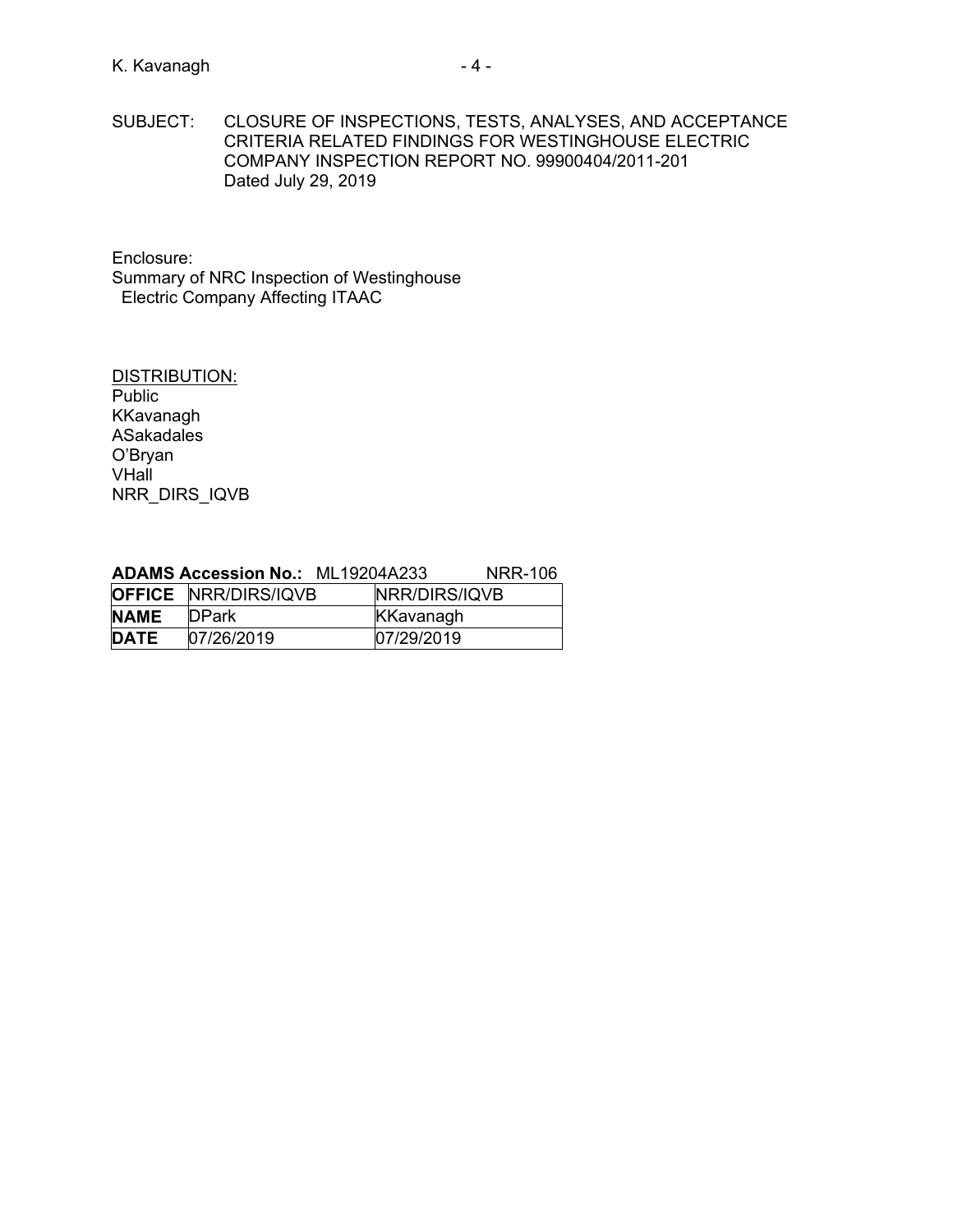SUBJECT: CLOSURE OF INSPECTIONS, TESTS, ANALYSES, AND ACCEPTANCE CRITERIA RELATED FINDINGS FOR WESTINGHOUSE ELECTRIC COMPANY INSPECTION REPORT NO. 99900404/2011-201 Dated July 29, 2019

Enclosure:
Summary of NRC Inspection of Westinghouse Electric Company Affecting ITAAC

DISTRIBUTION:
Public
KKavanagh
ASakadales
O'Bryan
VHall
NRR_DIRS_IQVB

**ADAMS Accession No.:** ML19204A233 NRR-106

| **OFFICE** | NRR/DIRS/IQVB | NRR/DIRS/IQVB |
|---|---|---|
| **NAME** | DPark | KKavanagh |
| **DATE** | 07/26/2019 | 07/29/2019 |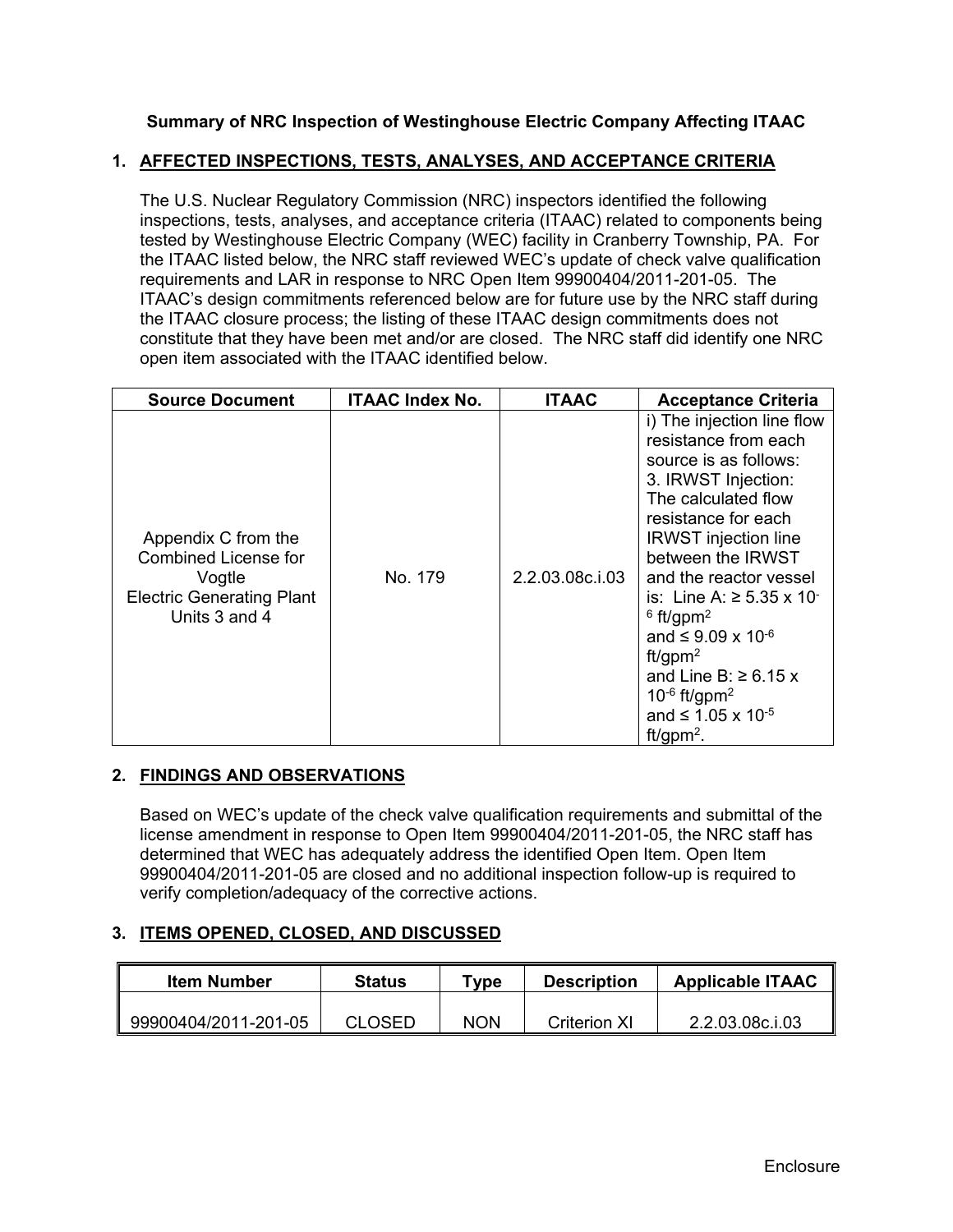**Summary of NRC Inspection of Westinghouse Electric Company Affecting ITAAC**

## 1. AFFECTED INSPECTIONS, TESTS, ANALYSES, AND ACCEPTANCE CRITERIA

The U.S. Nuclear Regulatory Commission (NRC) inspectors identified the following inspections, tests, analyses, and acceptance criteria (ITAAC) related to components being tested by Westinghouse Electric Company (WEC) facility in Cranberry Township, PA. For the ITAAC listed below, the NRC staff reviewed WEC's update of check valve qualification requirements and LAR in response to NRC Open Item 99900404/2011-201-05. The ITAAC's design commitments referenced below are for future use by the NRC staff during the ITAAC closure process; the listing of these ITAAC design commitments does not constitute that they have been met and/or are closed. The NRC staff did identify one NRC open item associated with the ITAAC identified below.

| Source Document | ITAAC Index No. | ITAAC | Acceptance Criteria |
|---|---|---|---|
| Appendix C from the Combined License for Vogtle Electric Generating Plant Units 3 and 4 | No. 179 | 2.2.03.08c.i.03 | i) The injection line flow resistance from each source is as follows: 3. IRWST Injection: The calculated flow resistance for each IRWST injection line between the IRWST and the reactor vessel is: Line A: ≥ $5.35 \times 10^{-6}$ ft/gpm$^2$ and ≤ $9.09 \times 10^{-6}$ ft/gpm$^2$ and Line B: ≥ $6.15 \times 10^{-6}$ ft/gpm$^2$ and ≤ $1.05 \times 10^{-5}$ ft/gpm$^2$. |

## 2. FINDINGS AND OBSERVATIONS

Based on WEC's update of the check valve qualification requirements and submittal of the license amendment in response to Open Item 99900404/2011-201-05, the NRC staff has determined that WEC has adequately address the identified Open Item. Open Item 99900404/2011-201-05 are closed and no additional inspection follow-up is required to verify completion/adequacy of the corrective actions.

## 3. ITEMS OPENED, CLOSED, AND DISCUSSED

| Item Number | Status | Type | Description | Applicable ITAAC |
|---|---|---|---|---|
| 99900404/2011-201-05 | CLOSED | NON | Criterion XI | 2.2.03.08c.i.03 |

Enclosure